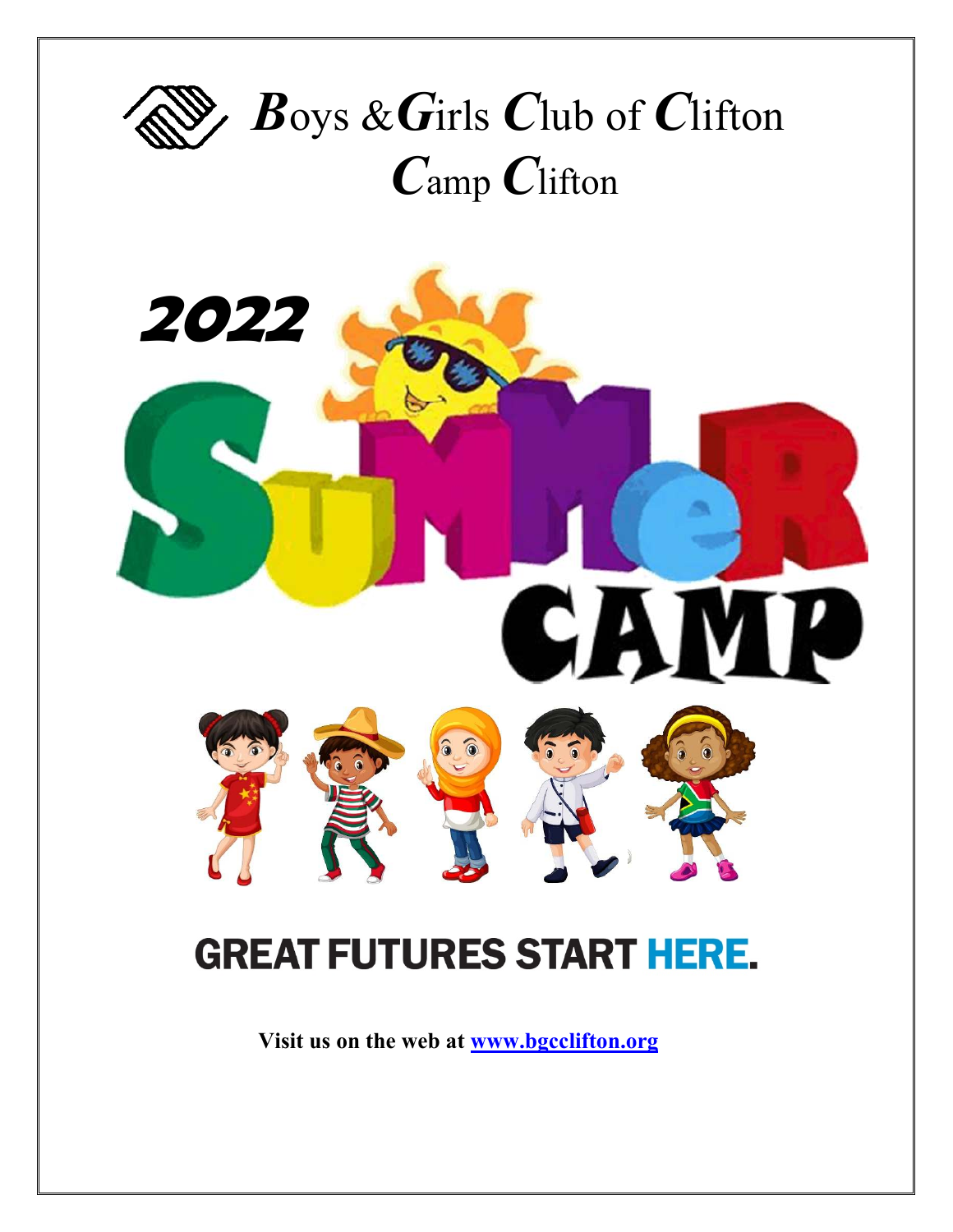# ***B***oys &***G***irls ***C***lub of ***C***lifton
# ***C***amp ***C***lifton

**2022**

**SUMMER CAMP**

**GREAT FUTURES START HERE.**

**Visit us on the web at [www.bgcclifton.org](http://www.bgcclifton.org)**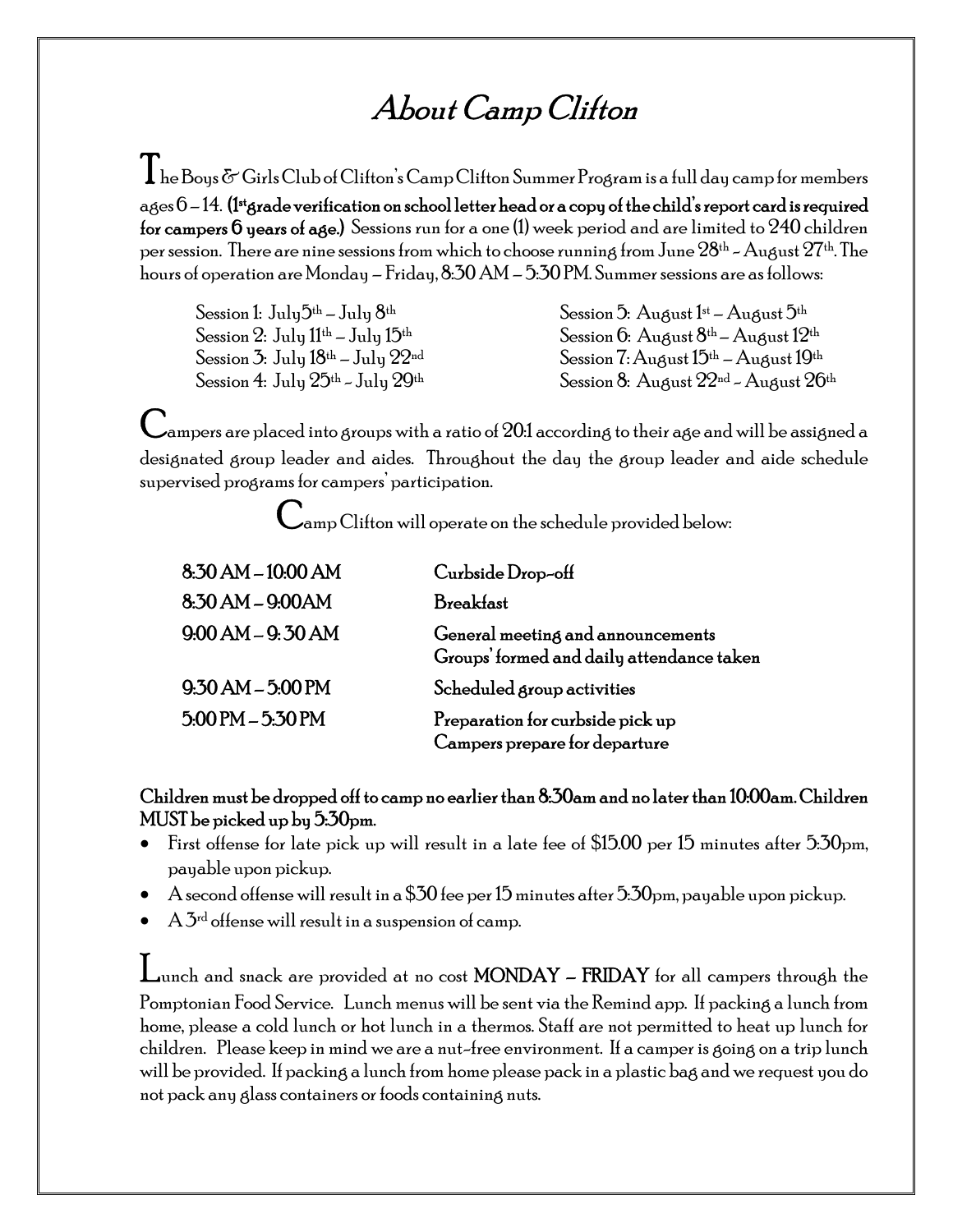# About Camp Clifton

The Boys & Girls Club of Clifton's Camp Clifton Summer Program is a full day camp for members ages 6 – 14. **(1st grade verification on school letter head or a copy of the child's report card is required for campers 6 years of age.)** Sessions run for a one (1) week period and are limited to 240 children per session. There are nine sessions from which to choose running from June 28th - August 27th. The hours of operation are Monday – Friday, 8:30 AM – 5:30 PM. Summer sessions are as follows:

Session 1: July 5th – July 8th
Session 2: July 11th – July 15th
Session 3: July 18th – July 22nd
Session 4: July 25th - July 29th
Session 5: August 1st – August 5th
Session 6: August 8th – August 12th
Session 7: August 15th – August 19th
Session 8: August 22nd - August 26th

Campers are placed into groups with a ratio of 20:1 according to their age and will be assigned a designated group leader and aides. Throughout the day the group leader and aide schedule supervised programs for campers' participation.

Camp Clifton will operate on the schedule provided below:

| | |
|---|---|
| **8:30 AM – 10:00 AM** | **Curbside Drop-off** |
| **8:30 AM – 9:00AM** | **Breakfast** |
| **9:00 AM – 9: 30 AM** | **General meeting and announcements**<br>**Groups' formed and daily attendance taken** |
| **9:30 AM – 5:00 PM** | **Scheduled group activities** |
| **5:00 PM – 5:30 PM** | **Preparation for curbside pick up**<br>**Campers prepare for departure** |

**Children must be dropped off to camp no earlier than 8:30am and no later than 10:00am. Children MUST be picked up by 5:30pm.**

- First offense for late pick up will result in a late fee of $15.00 per 15 minutes after 5:30pm, payable upon pickup.
- A second offense will result in a $30 fee per 15 minutes after 5:30pm, payable upon pickup.
- A 3rd offense will result in a suspension of camp.

Lunch and snack are provided at no cost **MONDAY – FRIDAY** for all campers through the Pomptonian Food Service. Lunch menus will be sent via the Remind app. If packing a lunch from home, please a cold lunch or hot lunch in a thermos. Staff are not permitted to heat up lunch for children. Please keep in mind we are a nut-free environment. If a camper is going on a trip lunch will be provided. If packing a lunch from home please pack in a plastic bag and we request you do not pack any glass containers or foods containing nuts.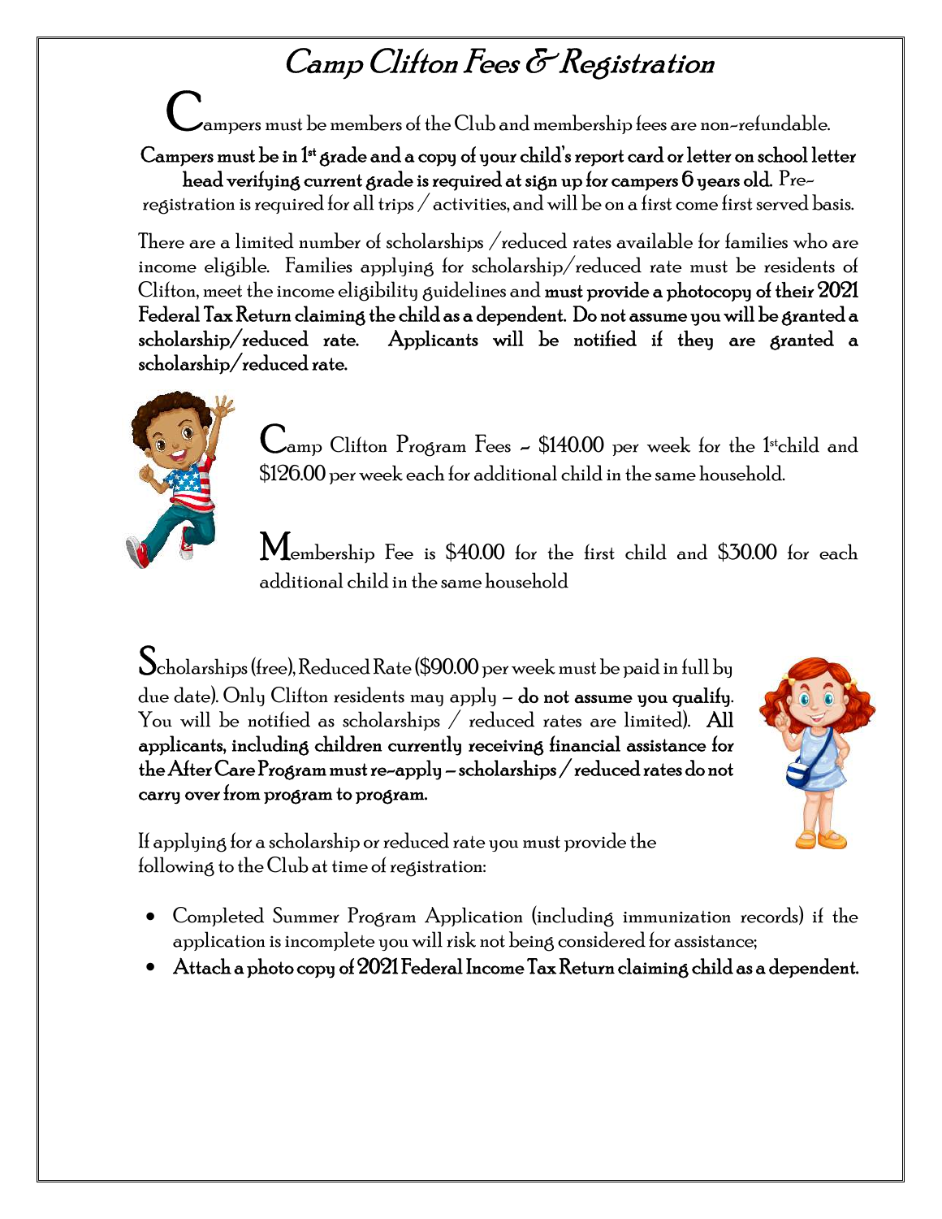# Camp Clifton Fees & Registration

Campers must be members of the Club and membership fees are non-refundable. **Campers must be in 1st grade and a copy of your child's report card or letter on school letter head verifying current grade is required at sign up for campers 6 years old.** Pre-registration is required for all trips / activities, and will be on a first come first served basis.

There are a limited number of scholarships /reduced rates available for families who are income eligible. Families applying for scholarship/reduced rate must be residents of Clifton, meet the income eligibility guidelines and **must provide a photocopy of their 2021 Federal Tax Return claiming the child as a dependent. Do not assume you will be granted a scholarship/reduced rate. Applicants will be notified if they are granted a scholarship/reduced rate.**

Camp Clifton Program Fees – $140.00 per week for the 1st child and $126.00 per week each for additional child in the same household.

Membership Fee is $40.00 for the first child and $30.00 for each additional child in the same household

Scholarships (free), Reduced Rate ($90.00 per week must be paid in full by due date). Only Clifton residents may apply – **do not assume you qualify**. You will be notified as scholarships / reduced rates are limited). **All applicants, including children currently receiving financial assistance for the After Care Program must re-apply – scholarships / reduced rates do not carry over from program to program.**

If applying for a scholarship or reduced rate you must provide the following to the Club at time of registration:

- Completed Summer Program Application (including immunization records) if the application is incomplete you will risk not being considered for assistance;
- **Attach a photo copy of 2021 Federal Income Tax Return claiming child as a dependent.**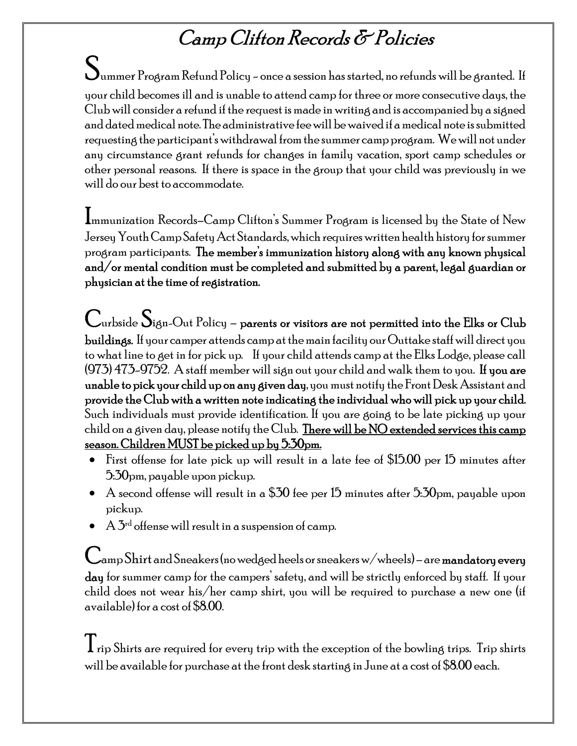# Camp Clifton Records & Policies

Summer Program Refund Policy – once a session has started, no refunds will be granted. If your child becomes ill and is unable to attend camp for three or more consecutive days, the Club will consider a refund if the request is made in writing and is accompanied by a signed and dated medical note. The administrative fee will be waived if a medical note is submitted requesting the participant's withdrawal from the summer camp program. We will not under any circumstance grant refunds for changes in family vacation, sport camp schedules or other personal reasons. If there is space in the group that your child was previously in we will do our best to accommodate.

Immunization Records—Camp Clifton's Summer Program is licensed by the State of New Jersey Youth Camp Safety Act Standards, which requires written health history for summer program participants. **The member's immunization history along with any known physical and/or mental condition must be completed and submitted by a parent, legal guardian or physician at the time of registration.**

Curbside Sign-Out Policy – **parents or visitors are not permitted into the Elks or Club buildings.** If your camper attends camp at the main facility our Outtake staff will direct you to what line to get in for pick up. If your child attends camp at the Elks Lodge, please call (973) 473-9752. A staff member will sign out your child and walk them to you. **If you are unable to pick your child up on any given day**, you must notify the Front Desk Assistant and **provide the Club with a written note indicating the individual who will pick up your child.** Such individuals must provide identification. If you are going to be late picking up your child on a given day, please notify the Club. **There will be NO extended services this camp season. Children MUST be picked up by 5:30pm.**

- First offense for late pick up will result in a late fee of $15.00 per 15 minutes after 5:30pm, payable upon pickup.
- A second offense will result in a $30 fee per 15 minutes after 5:30pm, payable upon pickup.
- A 3rd offense will result in a suspension of camp.

Camp Shirt and Sneakers (no wedged heels or sneakers w/wheels) – are **mandatory every day** for summer camp for the campers' safety, and will be strictly enforced by staff. If your child does not wear his/her camp shirt, you will be required to purchase a new one (if available) for a cost of $8.00.

Trip Shirts are required for every trip with the exception of the bowling trips. Trip shirts will be available for purchase at the front desk starting in June at a cost of $8.00 each.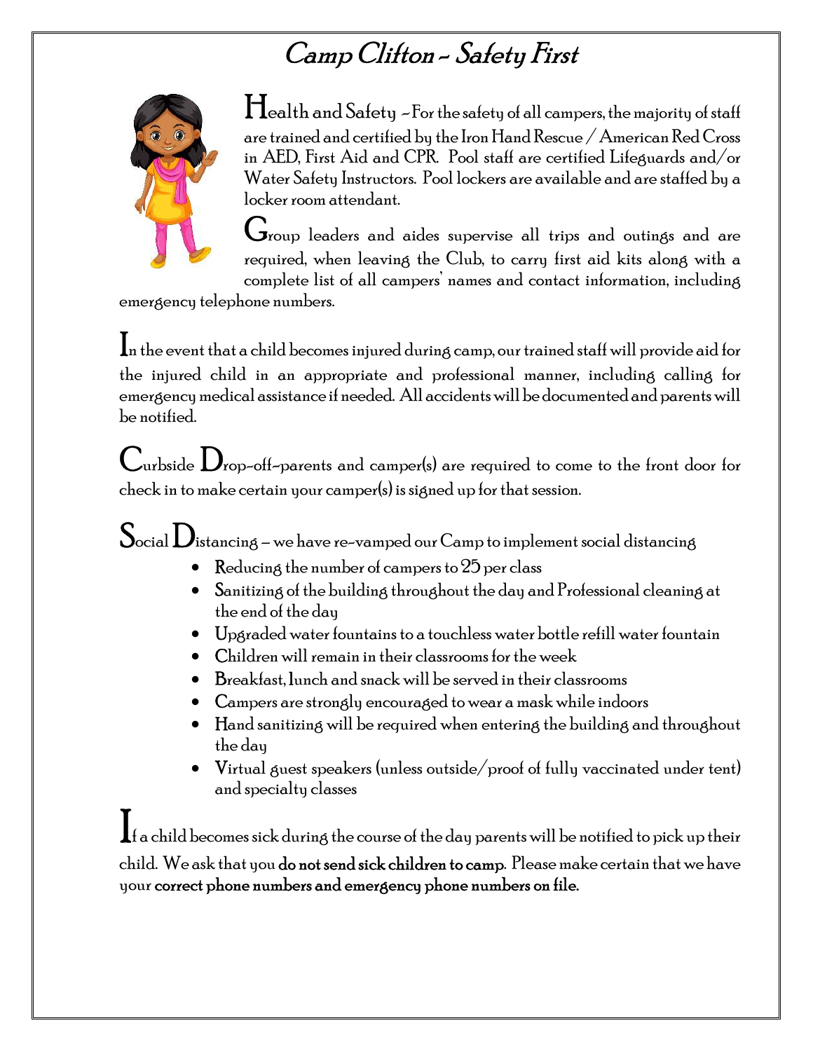# Camp Clifton – Safety First

Health and Safety – For the safety of all campers, the majority of staff are trained and certified by the Iron Hand Rescue / American Red Cross in AED, First Aid and CPR. Pool staff are certified Lifeguards and/or Water Safety Instructors. Pool lockers are available and are staffed by a locker room attendant.

Group leaders and aides supervise all trips and outings and are required, when leaving the Club, to carry first aid kits along with a complete list of all campers' names and contact information, including emergency telephone numbers.

In the event that a child becomes injured during camp, our trained staff will provide aid for the injured child in an appropriate and professional manner, including calling for emergency medical assistance if needed. All accidents will be documented and parents will be notified.

Curbside Drop-off-parents and camper(s) are required to come to the front door for check in to make certain your camper(s) is signed up for that session.

Social Distancing – we have re-vamped our Camp to implement social distancing

- Reducing the number of campers to 25 per class
- Sanitizing of the building throughout the day and Professional cleaning at the end of the day
- Upgraded water fountains to a touchless water bottle refill water fountain
- Children will remain in their classrooms for the week
- Breakfast, lunch and snack will be served in their classrooms
- Campers are strongly encouraged to wear a mask while indoors
- Hand sanitizing will be required when entering the building and throughout the day
- Virtual guest speakers (unless outside/proof of fully vaccinated under tent) and specialty classes

If a child becomes sick during the course of the day parents will be notified to pick up their child. We ask that you **do not send sick children to camp**. Please make certain that we have your **correct phone numbers and emergency phone numbers on file.**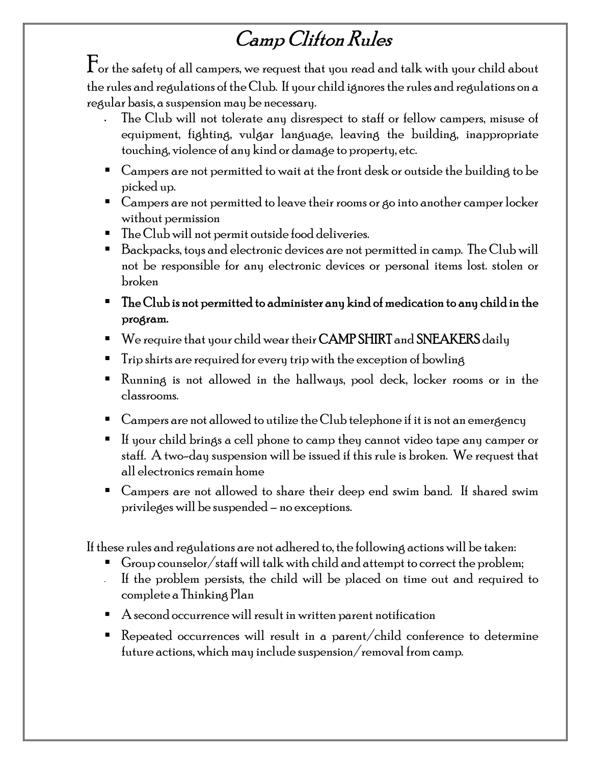# Camp Clifton Rules

For the safety of all campers, we request that you read and talk with your child about the rules and regulations of the Club. If your child ignores the rules and regulations on a regular basis, a suspension may be necessary.

- The Club will not tolerate any disrespect to staff or fellow campers, misuse of equipment, fighting, vulgar language, leaving the building, inappropriate touching, violence of any kind or damage to property, etc.
- Campers are not permitted to wait at the front desk or outside the building to be picked up.
- Campers are not permitted to leave their rooms or go into another camper locker without permission
- The Club will not permit outside food deliveries.
- Backpacks, toys and electronic devices are not permitted in camp. The Club will not be responsible for any electronic devices or personal items lost. stolen or broken
- **The Club is not permitted to administer any kind of medication to any child in the program.**
- We require that your child wear their **CAMP SHIRT** and **SNEAKERS** daily
- Trip shirts are required for every trip with the exception of bowling
- Running is not allowed in the hallways, pool deck, locker rooms or in the classrooms.
- Campers are not allowed to utilize the Club telephone if it is not an emergency
- If your child brings a cell phone to camp they cannot video tape any camper or staff. A two-day suspension will be issued if this rule is broken. We request that all electronics remain home
- Campers are not allowed to share their deep end swim band. If shared swim privileges will be suspended – no exceptions.

If these rules and regulations are not adhered to, the following actions will be taken:

- Group counselor/staff will talk with child and attempt to correct the problem;
- If the problem persists, the child will be placed on time out and required to complete a Thinking Plan
- A second occurrence will result in written parent notification
- Repeated occurrences will result in a parent/child conference to determine future actions, which may include suspension/removal from camp.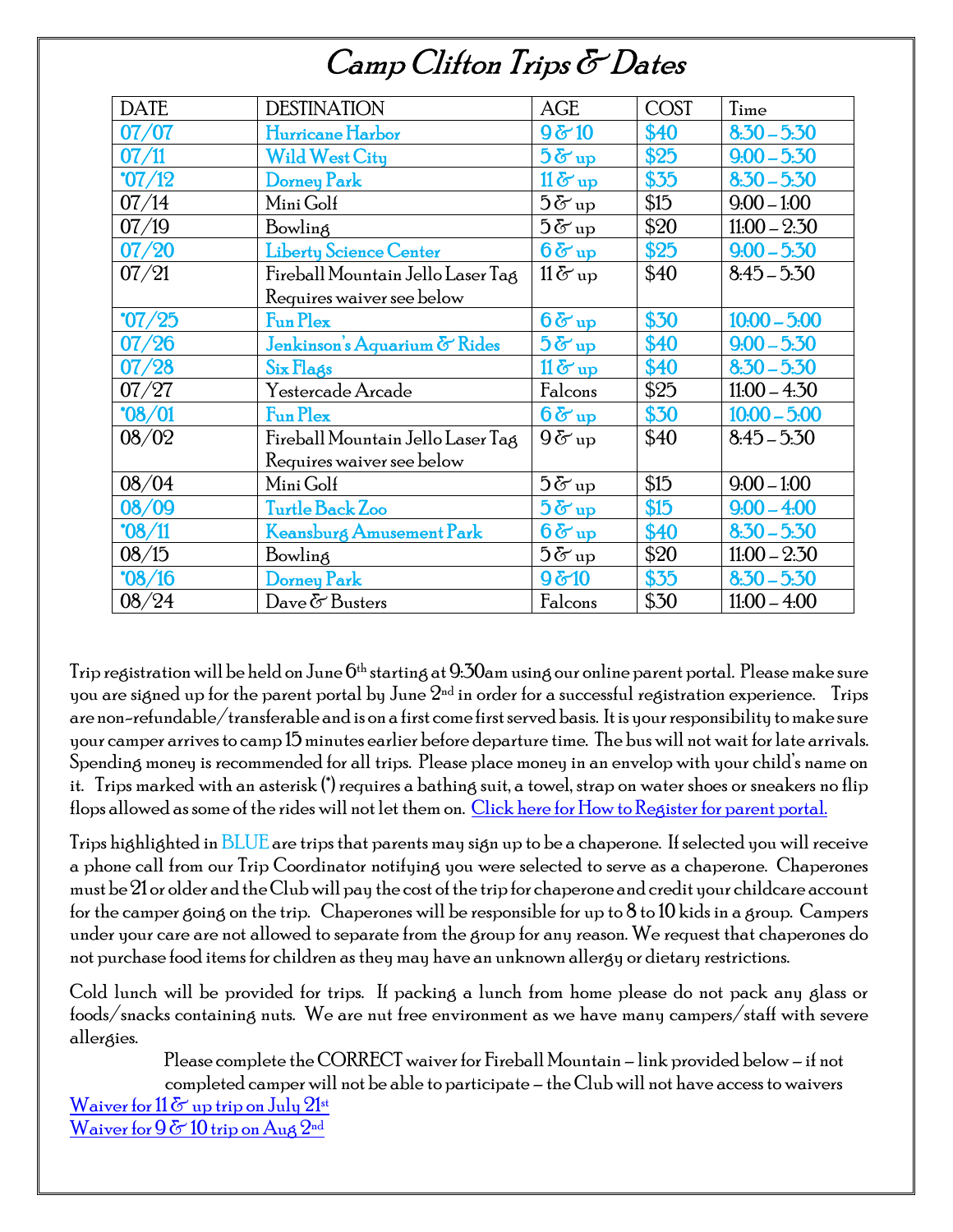# Camp Clifton Trips & Dates

| DATE | DESTINATION | AGE | COST | Time |
|---|---|---|---|---|
| 07/07 | Hurricane Harbor | 9 & 10 | $40 | 8:30 – 5:30 |
| 07/11 | Wild West City | 5 & up | $25 | 9:00 – 5:30 |
| *07/12 | Dorney Park | 11 & up | $35 | 8:30 – 5:30 |
| 07/14 | Mini Golf | 5 & up | $15 | 9:00 – 1:00 |
| 07/19 | Bowling | 5 & up | $20 | 11:00 – 2:30 |
| 07/20 | Liberty Science Center | 6 & up | $25 | 9:00 – 5:30 |
| 07/21 | Fireball Mountain Jello Laser Tag Requires waiver see below | 11 & up | $40 | 8:45 – 5:30 |
| *07/25 | Fun Plex | 6 & up | $30 | 10:00 – 5:00 |
| 07/26 | Jenkinson's Aquarium & Rides | 5 & up | $40 | 9:00 – 5:30 |
| 07/28 | Six Flags | 11 & up | $40 | 8:30 – 5:30 |
| 07/27 | Yestercade Arcade | Falcons | $25 | 11:00 – 4:30 |
| *08/01 | Fun Plex | 6 & up | $30 | 10:00 – 5:00 |
| 08/02 | Fireball Mountain Jello Laser Tag Requires waiver see below | 9 & up | $40 | 8:45 – 5:30 |
| 08/04 | Mini Golf | 5 & up | $15 | 9:00 – 1:00 |
| 08/09 | Turtle Back Zoo | 5 & up | $15 | 9:00 – 4:00 |
| *08/11 | Keansburg Amusement Park | 6 & up | $40 | 8:30 – 5:30 |
| 08/15 | Bowling | 5 & up | $20 | 11:00 – 2:30 |
| *08/16 | Dorney Park | 9 &10 | $35 | 8:30 – 5:30 |
| 08/24 | Dave & Busters | Falcons | $30 | 11:00 – 4:00 |

Trip registration will be held on June 6th starting at 9:30am using our online parent portal. Please make sure you are signed up for the parent portal by June 2nd in order for a successful registration experience. Trips are non-refundable/transferable and is on a first come first served basis. It is your responsibility to make sure your camper arrives to camp 15 minutes earlier before departure time. The bus will not wait for late arrivals. Spending money is recommended for all trips. Please place money in an envelop with your child's name on it. Trips marked with an asterisk (*) requires a bathing suit, a towel, strap on water shoes or sneakers no flip flops allowed as some of the rides will not let them on. Click here for How to Register for parent portal.

Trips highlighted in BLUE are trips that parents may sign up to be a chaperone. If selected you will receive a phone call from our Trip Coordinator notifying you were selected to serve as a chaperone. Chaperones must be 21 or older and the Club will pay the cost of the trip for chaperone and credit your childcare account for the camper going on the trip. Chaperones will be responsible for up to 8 to 10 kids in a group. Campers under your care are not allowed to separate from the group for any reason. We request that chaperones do not purchase food items for children as they may have an unknown allergy or dietary restrictions.

Cold lunch will be provided for trips. If packing a lunch from home please do not pack any glass or foods/snacks containing nuts. We are nut free environment as we have many campers/staff with severe allergies.

Please complete the CORRECT waiver for Fireball Mountain – link provided below – if not completed camper will not be able to participate – the Club will not have access to waivers

Waiver for 11 & up trip on July 21st

Waiver for 9 & 10 trip on Aug 2nd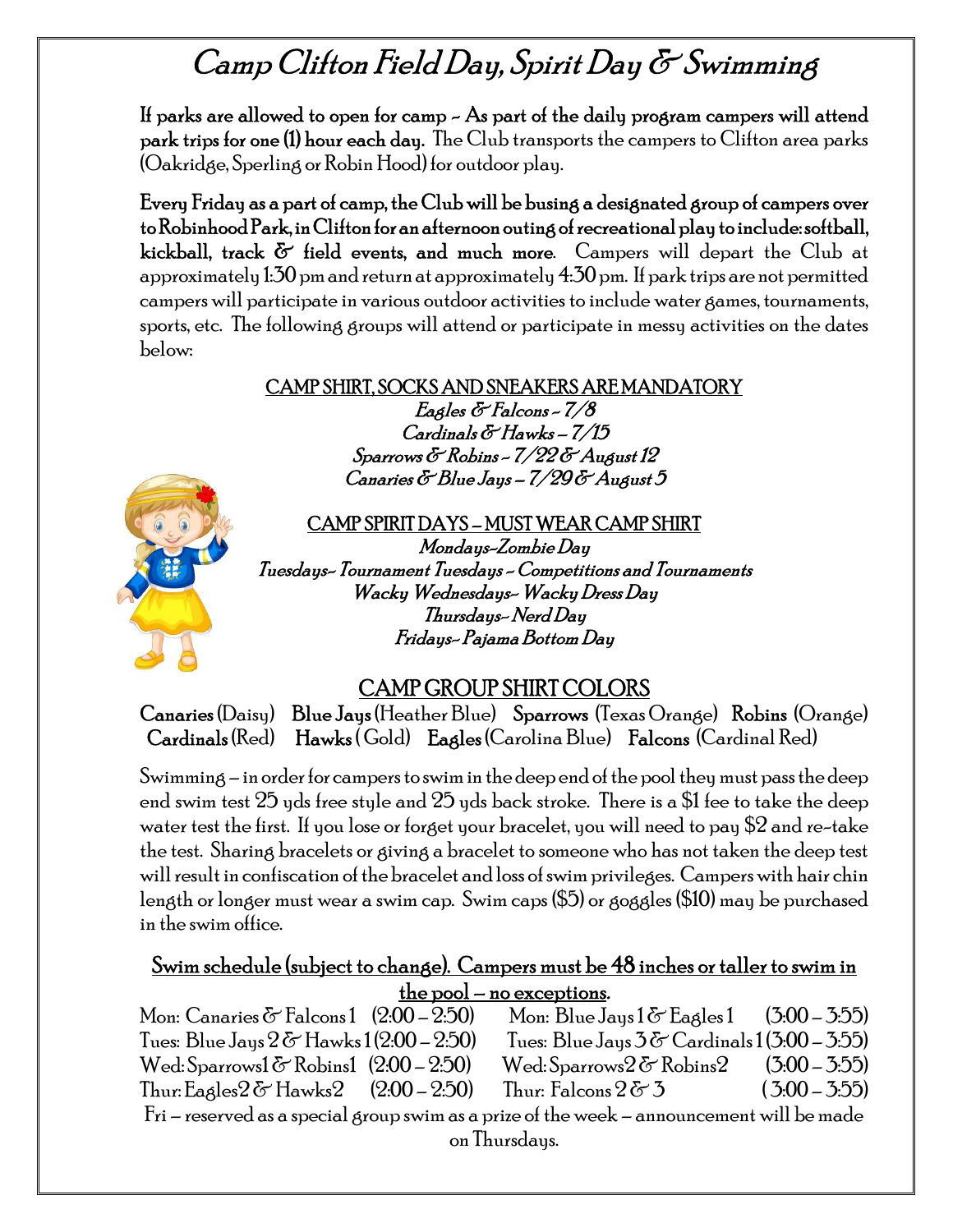# Camp Clifton Field Day, Spirit Day & Swimming

**If parks are allowed to open for camp - As part of the daily program campers will attend park trips for one (1) hour each day.** The Club transports the campers to Clifton area parks (Oakridge, Sperling or Robin Hood) for outdoor play.

**Every Friday as a part of camp, the Club will be busing a designated group of campers over to Robinhood Park, in Clifton for an afternoon outing of recreational play to include: softball, kickball, track & field events, and much more**. Campers will depart the Club at approximately 1:30 pm and return at approximately 4:30 pm. If park trips are not permitted campers will participate in various outdoor activities to include water games, tournaments, sports, etc. The following groups will attend or participate in messy activities on the dates below:

<u>CAMP SHIRT, SOCKS AND SNEAKERS ARE MANDATORY</u>

*Eagles & Falcons - 7/8*
*Cardinals & Hawks – 7/15*
*Sparrows & Robins - 7/22 & August 12*
*Canaries & Blue Jays – 7/29 & August 5*

<u>CAMP SPIRIT DAYS – MUST WEAR CAMP SHIRT</u>

*Mondays-Zombie Day*
*Tuesdays- Tournament Tuesdays - Competitions and Tournaments*
*Wacky Wednesdays- Wacky Dress Day*
*Thursdays- Nerd Day*
*Fridays- Pajama Bottom Day*

## <u>CAMP GROUP SHIRT COLORS</u>

**Canaries** (Daisy) **Blue Jays** (Heather Blue) **Sparrows** (Texas Orange) **Robins** (Orange) **Cardinals** (Red) **Hawks** (Gold) **Eagles** (Carolina Blue) **Falcons** (Cardinal Red)

Swimming – in order for campers to swim in the deep end of the pool they must pass the deep end swim test 25 yds free style and 25 yds back stroke. There is a $1 fee to take the deep water test the first. If you lose or forget your bracelet, you will need to pay $2 and re-take the test. Sharing bracelets or giving a bracelet to someone who has not taken the deep test will result in confiscation of the bracelet and loss of swim privileges. Campers with hair chin length or longer must wear a swim cap. Swim caps ($5) or goggles ($10) may be purchased in the swim office.

**<u>Swim schedule (subject to change). Campers must be 48 inches or taller to swim in the pool – no exceptions.</u>**

Mon: Canaries & Falcons 1 (2:00 – 2:50) Mon: Blue Jays 1 & Eagles 1 (3:00 – 3:55)
Tues: Blue Jays 2 & Hawks 1 (2:00 – 2:50) Tues: Blue Jays 3 & Cardinals 1 (3:00 – 3:55)
Wed: Sparrows1 & Robins1 (2:00 – 2:50) Wed: Sparrows2 & Robins2 (3:00 – 3:55)
Thur: Eagles2 & Hawks2 (2:00 – 2:50) Thur: Falcons 2 & 3 (3:00 – 3:55)
Fri – reserved as a special group swim as a prize of the week – announcement will be made on Thursdays.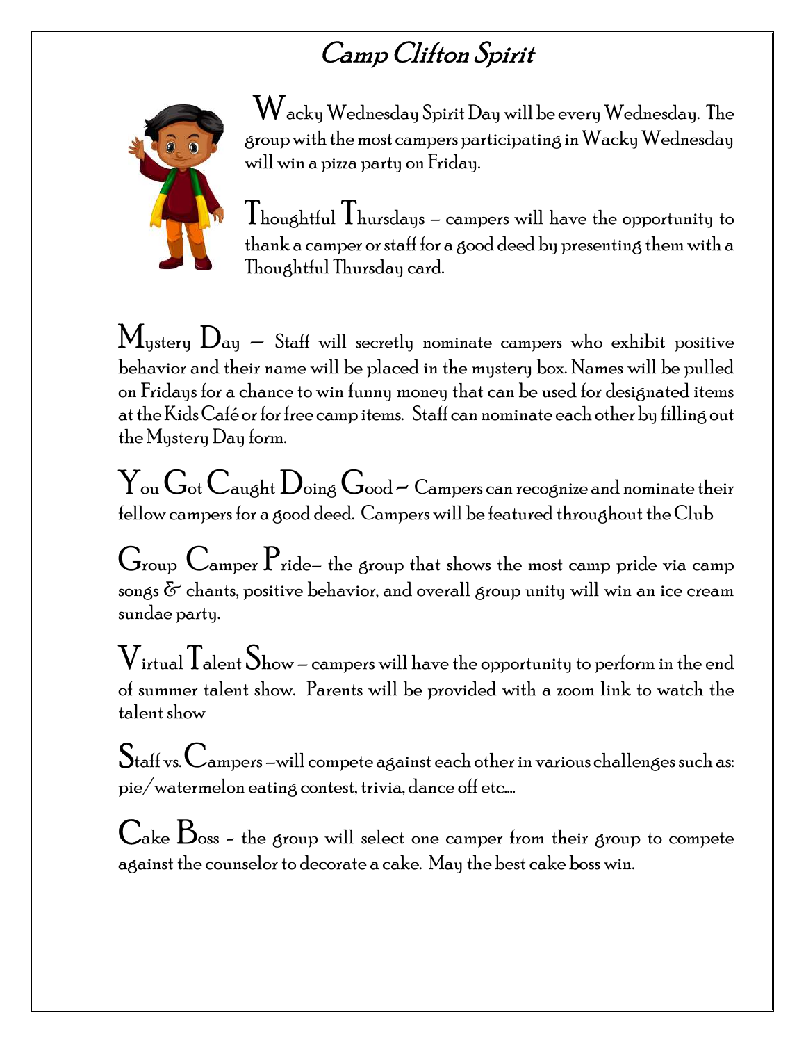# Camp Clifton Spirit

Wacky Wednesday Spirit Day will be every Wednesday. The group with the most campers participating in Wacky Wednesday will win a pizza party on Friday.

Thoughtful Thursdays – campers will have the opportunity to thank a camper or staff for a good deed by presenting them with a Thoughtful Thursday card.

Mystery Day – Staff will secretly nominate campers who exhibit positive behavior and their name will be placed in the mystery box. Names will be pulled on Fridays for a chance to win funny money that can be used for designated items at the Kids Café or for free camp items. Staff can nominate each other by filling out the Mystery Day form.

You Got Caught Doing Good ~ Campers can recognize and nominate their fellow campers for a good deed. Campers will be featured throughout the Club

Group Camper Pride– the group that shows the most camp pride via camp songs & chants, positive behavior, and overall group unity will win an ice cream sundae party.

Virtual Talent Show – campers will have the opportunity to perform in the end of summer talent show. Parents will be provided with a zoom link to watch the talent show

Staff vs. Campers –will compete against each other in various challenges such as: pie/watermelon eating contest, trivia, dance off etc….

Cake Boss - the group will select one camper from their group to compete against the counselor to decorate a cake. May the best cake boss win.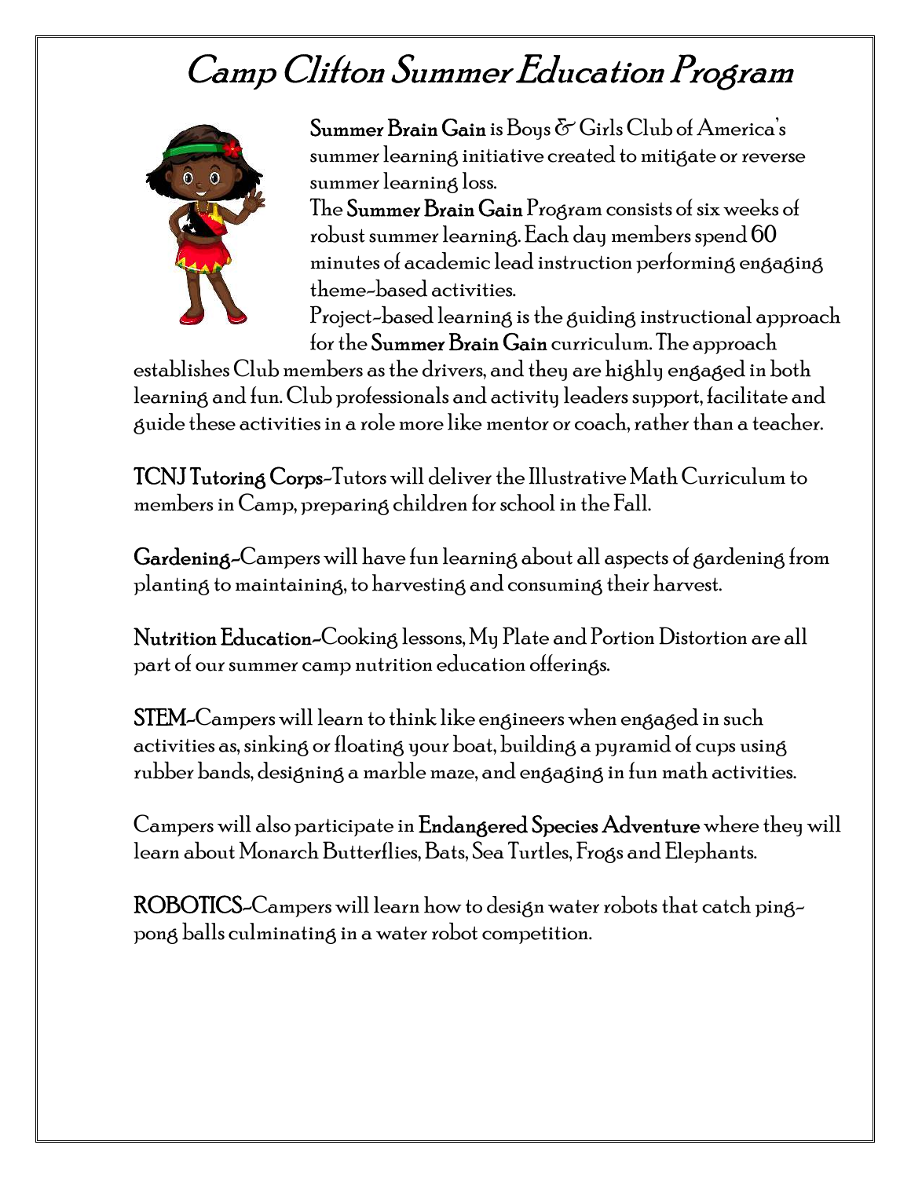# Camp Clifton Summer Education Program

**Summer Brain Gain** is Boys & Girls Club of America's summer learning initiative created to mitigate or reverse summer learning loss.

The **Summer Brain Gain** Program consists of six weeks of robust summer learning. Each day members spend 60 minutes of academic lead instruction performing engaging theme-based activities.

Project-based learning is the guiding instructional approach for the **Summer Brain Gain** curriculum. The approach establishes Club members as the drivers, and they are highly engaged in both learning and fun. Club professionals and activity leaders support, facilitate and guide these activities in a role more like mentor or coach, rather than a teacher.

**TCNJ Tutoring Corps**-Tutors will deliver the Illustrative Math Curriculum to members in Camp, preparing children for school in the Fall.

**Gardening**-Campers will have fun learning about all aspects of gardening from planting to maintaining, to harvesting and consuming their harvest.

**Nutrition Education**-Cooking lessons, My Plate and Portion Distortion are all part of our summer camp nutrition education offerings.

**STEM**-Campers will learn to think like engineers when engaged in such activities as, sinking or floating your boat, building a pyramid of cups using rubber bands, designing a marble maze, and engaging in fun math activities.

Campers will also participate in **Endangered Species Adventure** where they will learn about Monarch Butterflies, Bats, Sea Turtles, Frogs and Elephants.

**ROBOTICS**-Campers will learn how to design water robots that catch ping-pong balls culminating in a water robot competition.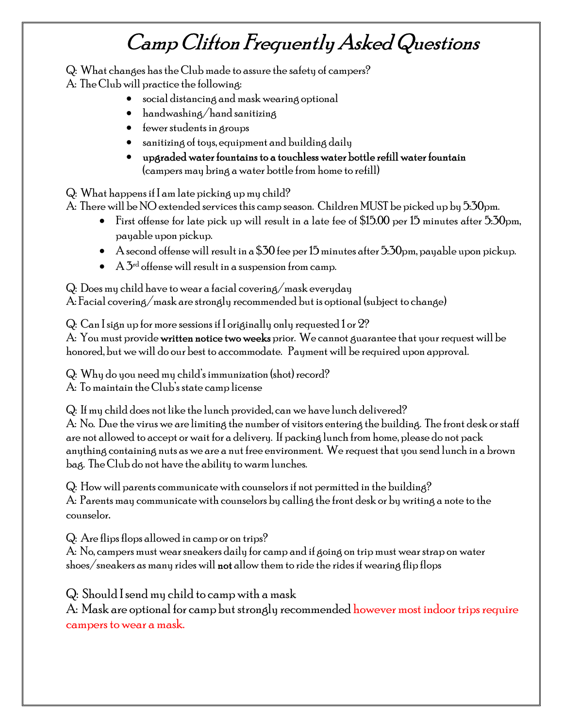# Camp Clifton Frequently Asked Questions

Q: What changes has the Club made to assure the safety of campers?
A: The Club will practice the following:

- social distancing and mask wearing optional
- handwashing/hand sanitizing
- fewer students in groups
- sanitizing of toys, equipment and building daily
- **upgraded water fountains to a touchless water bottle refill water fountain** (campers may bring a water bottle from home to refill)

Q: What happens if I am late picking up my child?
A: There will be NO extended services this camp season. Children MUST be picked up by 5:30pm.

- First offense for late pick up will result in a late fee of $15.00 per 15 minutes after 5:30pm, payable upon pickup.
- A second offense will result in a $30 fee per 15 minutes after 5:30pm, payable upon pickup.
- A 3rd offense will result in a suspension from camp.

Q: Does my child have to wear a facial covering/mask everyday
A: Facial covering/mask are strongly recommended but is optional (subject to change)

Q: Can I sign up for more sessions if I originally only requested 1 or 2?
A: You must provide **written notice two weeks** prior. We cannot guarantee that your request will be honored, but we will do our best to accommodate. Payment will be required upon approval.

Q: Why do you need my child's immunization (shot) record?
A: To maintain the Club's state camp license

Q: If my child does not like the lunch provided, can we have lunch delivered?
A: No. Due the virus we are limiting the number of visitors entering the building. The front desk or staff are not allowed to accept or wait for a delivery. If packing lunch from home, please do not pack anything containing nuts as we are a nut free environment. We request that you send lunch in a brown bag. The Club do not have the ability to warm lunches.

Q: How will parents communicate with counselors if not permitted in the building?
A: Parents may communicate with counselors by calling the front desk or by writing a note to the counselor.

Q: Are flips flops allowed in camp or on trips?
A: No, campers must wear sneakers daily for camp and if going on trip must wear strap on water shoes/sneakers as many rides will **not** allow them to ride the rides if wearing flip flops

Q: Should I send my child to camp with a mask
A: Mask are optional for camp but strongly recommended however most indoor trips require campers to wear a mask.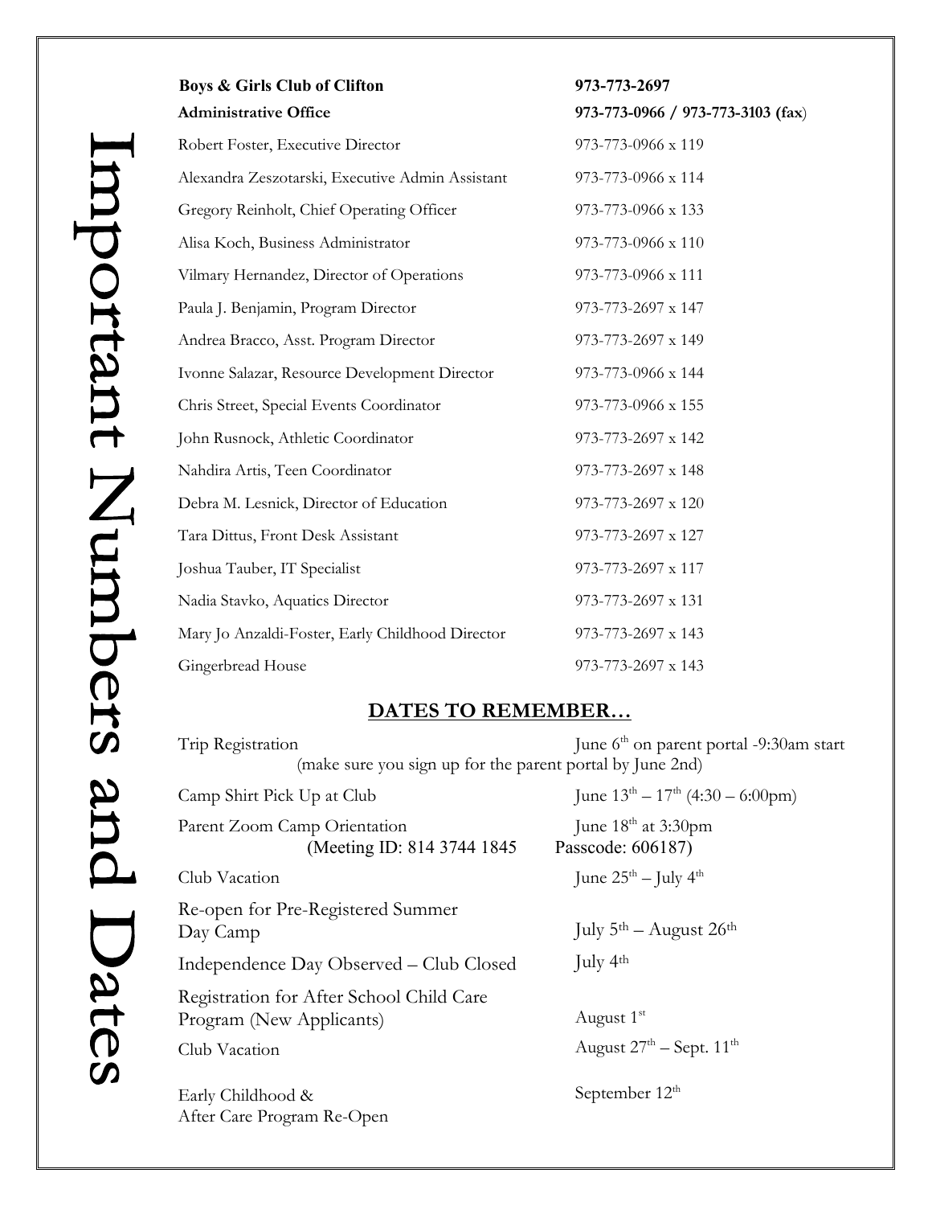# Important Numbers and Dates

| | |
|---|---|
| **Boys & Girls Club of Clifton** | **973-773-2697** |
| **Administrative Office** | **973-773-0966 / 973-773-3103 (fax)** |
| Robert Foster, Executive Director | 973-773-0966 x 119 |
| Alexandra Zeszotarski, Executive Admin Assistant | 973-773-0966 x 114 |
| Gregory Reinholt, Chief Operating Officer | 973-773-0966 x 133 |
| Alisa Koch, Business Administrator | 973-773-0966 x 110 |
| Vilmary Hernandez, Director of Operations | 973-773-0966 x 111 |
| Paula J. Benjamin, Program Director | 973-773-2697 x 147 |
| Andrea Bracco, Asst. Program Director | 973-773-2697 x 149 |
| Ivonne Salazar, Resource Development Director | 973-773-0966 x 144 |
| Chris Street, Special Events Coordinator | 973-773-0966 x 155 |
| John Rusnock, Athletic Coordinator | 973-773-2697 x 142 |
| Nahdira Artis, Teen Coordinator | 973-773-2697 x 148 |
| Debra M. Lesnick, Director of Education | 973-773-2697 x 120 |
| Tara Dittus, Front Desk Assistant | 973-773-2697 x 127 |
| Joshua Tauber, IT Specialist | 973-773-2697 x 117 |
| Nadia Stavko, Aquatics Director | 973-773-2697 x 131 |
| Mary Jo Anzaldi-Foster, Early Childhood Director | 973-773-2697 x 143 |
| Gingerbread House | 973-773-2697 x 143 |

## DATES TO REMEMBER…

| | |
|---|---|
| Trip Registration (make sure you sign up for the parent portal by June 2nd) | June 6th on parent portal -9:30am start |
| Camp Shirt Pick Up at Club | June 13th – 17th (4:30 – 6:00pm) |
| Parent Zoom Camp Orientation (Meeting ID: 814 3744 1845 Passcode: 606187) | June 18th at 3:30pm |
| Club Vacation | June 25th – July 4th |
| Re-open for Pre-Registered Summer Day Camp | July 5th – August 26th |
| Independence Day Observed – Club Closed | July 4th |
| Registration for After School Child Care Program (New Applicants) | August 1st |
| Club Vacation | August 27th – Sept. 11th |
| Early Childhood & After Care Program Re-Open | September 12th |